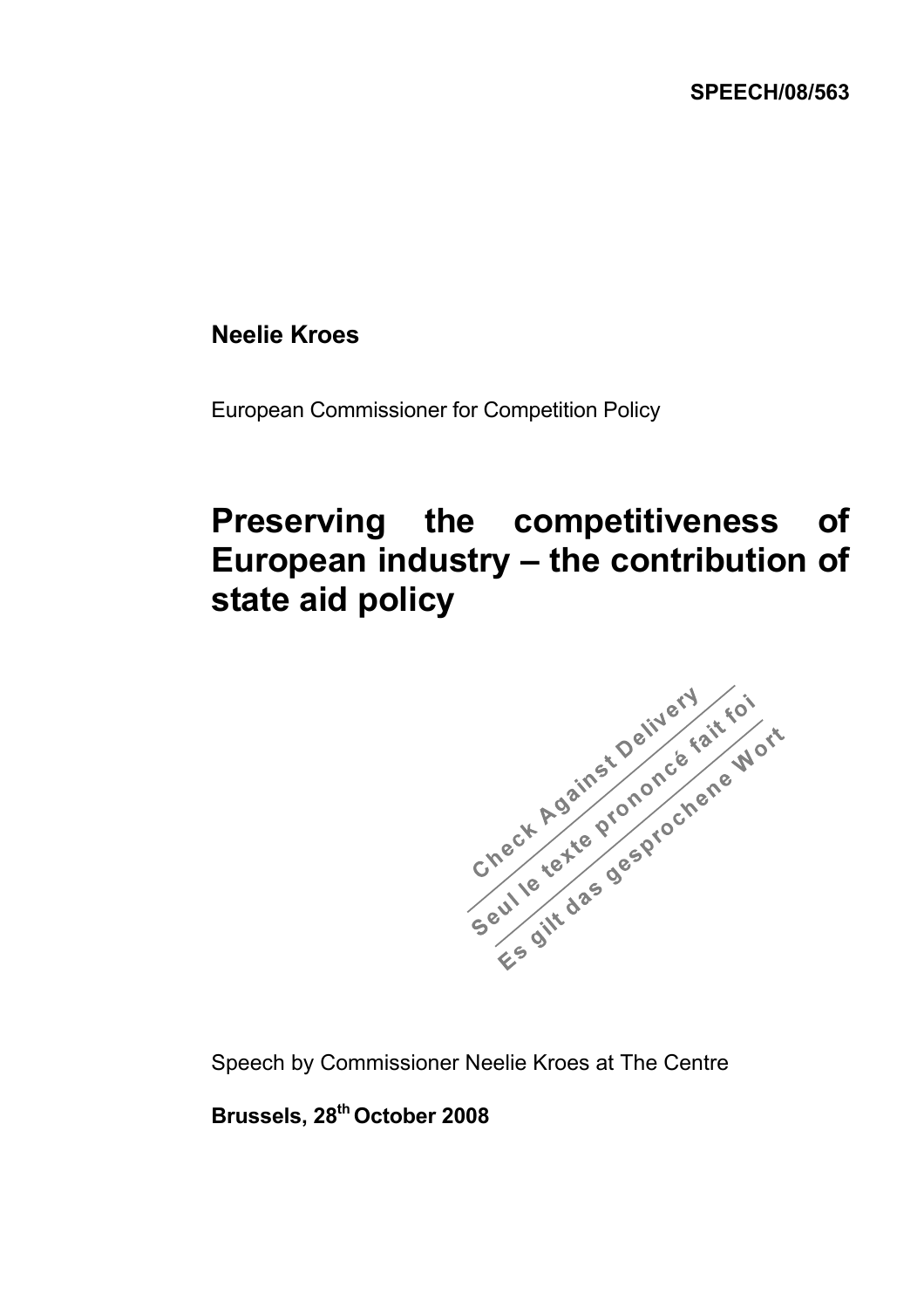**SPEECH/08/563**

**Neelie Kroes**

European Commissioner for Competition Policy

# Preserving the competitiveness of European industry – the contribution of state aid policy

Check Against Delivery
Seul le texte prononcé fait foi
Es gilt das gesprochene Wort

Speech by Commissioner Neelie Kroes at The Centre

**Brussels, 28th October 2008**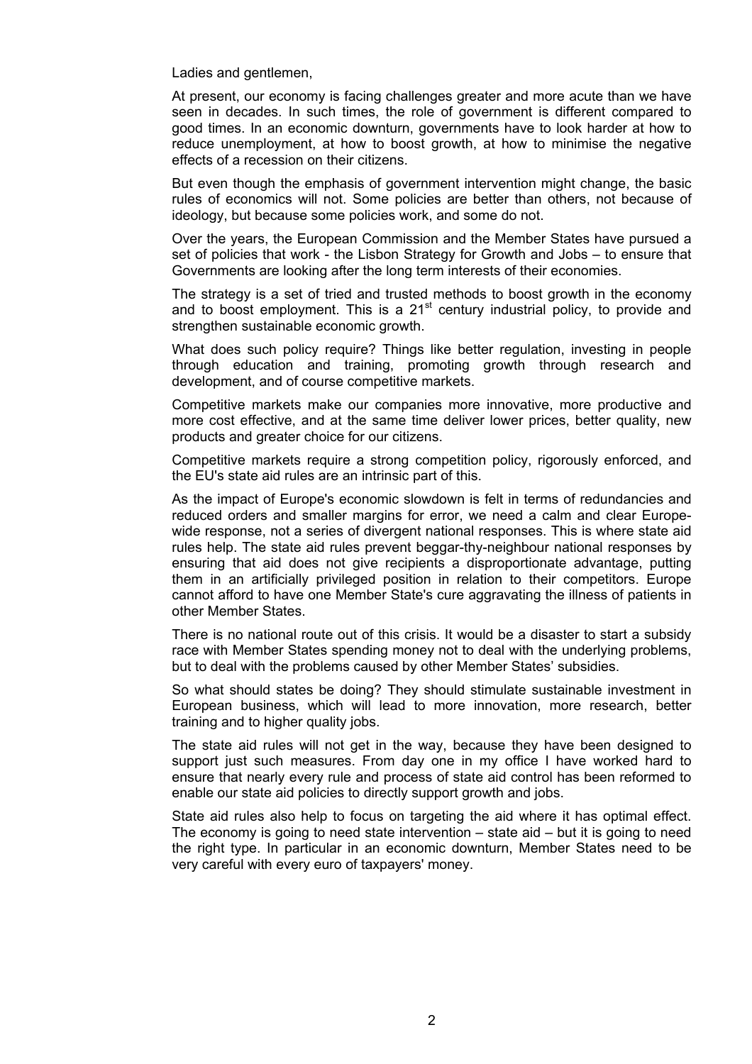Ladies and gentlemen,

At present, our economy is facing challenges greater and more acute than we have seen in decades. In such times, the role of government is different compared to good times. In an economic downturn, governments have to look harder at how to reduce unemployment, at how to boost growth, at how to minimise the negative effects of a recession on their citizens.

But even though the emphasis of government intervention might change, the basic rules of economics will not. Some policies are better than others, not because of ideology, but because some policies work, and some do not.

Over the years, the European Commission and the Member States have pursued a set of policies that work - the Lisbon Strategy for Growth and Jobs – to ensure that Governments are looking after the long term interests of their economies.

The strategy is a set of tried and trusted methods to boost growth in the economy and to boost employment. This is a 21st century industrial policy, to provide and strengthen sustainable economic growth.

What does such policy require? Things like better regulation, investing in people through education and training, promoting growth through research and development, and of course competitive markets.

Competitive markets make our companies more innovative, more productive and more cost effective, and at the same time deliver lower prices, better quality, new products and greater choice for our citizens.

Competitive markets require a strong competition policy, rigorously enforced, and the EU's state aid rules are an intrinsic part of this.

As the impact of Europe's economic slowdown is felt in terms of redundancies and reduced orders and smaller margins for error, we need a calm and clear Europe-wide response, not a series of divergent national responses. This is where state aid rules help. The state aid rules prevent beggar-thy-neighbour national responses by ensuring that aid does not give recipients a disproportionate advantage, putting them in an artificially privileged position in relation to their competitors. Europe cannot afford to have one Member State's cure aggravating the illness of patients in other Member States.

There is no national route out of this crisis. It would be a disaster to start a subsidy race with Member States spending money not to deal with the underlying problems, but to deal with the problems caused by other Member States' subsidies.

So what should states be doing? They should stimulate sustainable investment in European business, which will lead to more innovation, more research, better training and to higher quality jobs.

The state aid rules will not get in the way, because they have been designed to support just such measures. From day one in my office I have worked hard to ensure that nearly every rule and process of state aid control has been reformed to enable our state aid policies to directly support growth and jobs.

State aid rules also help to focus on targeting the aid where it has optimal effect. The economy is going to need state intervention – state aid – but it is going to need the right type. In particular in an economic downturn, Member States need to be very careful with every euro of taxpayers' money.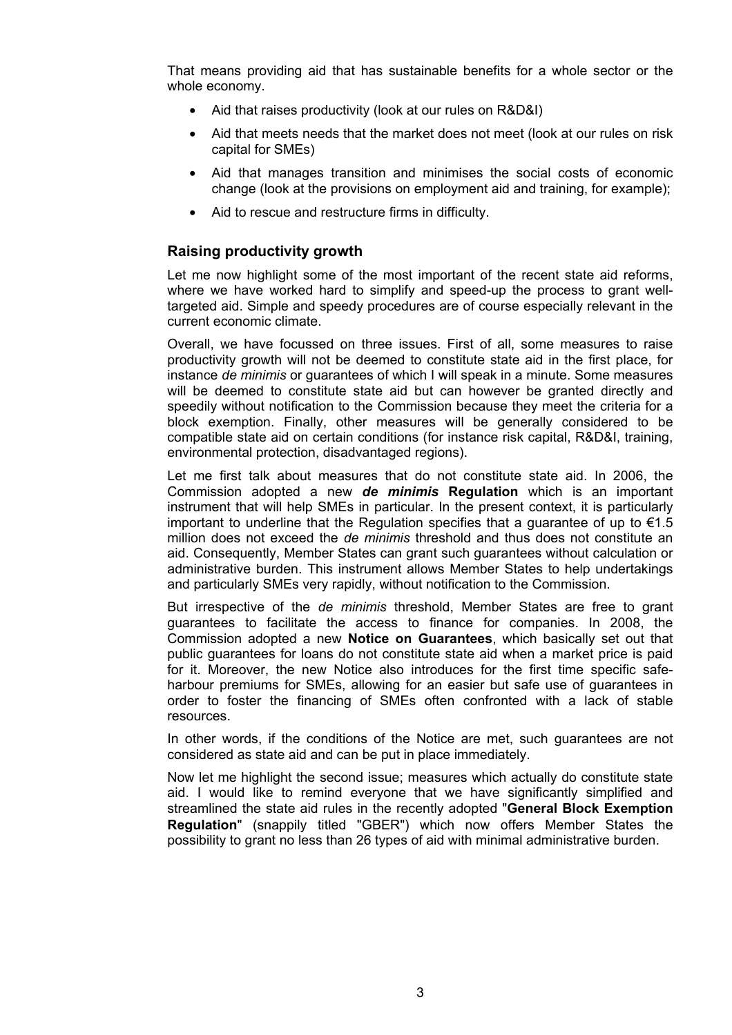That means providing aid that has sustainable benefits for a whole sector or the whole economy.

- Aid that raises productivity (look at our rules on R&D&I)
- Aid that meets needs that the market does not meet (look at our rules on risk capital for SMEs)
- Aid that manages transition and minimises the social costs of economic change (look at the provisions on employment aid and training, for example);
- Aid to rescue and restructure firms in difficulty.

## Raising productivity growth

Let me now highlight some of the most important of the recent state aid reforms, where we have worked hard to simplify and speed-up the process to grant well-targeted aid. Simple and speedy procedures are of course especially relevant in the current economic climate.

Overall, we have focussed on three issues. First of all, some measures to raise productivity growth will not be deemed to constitute state aid in the first place, for instance *de minimis* or guarantees of which I will speak in a minute. Some measures will be deemed to constitute state aid but can however be granted directly and speedily without notification to the Commission because they meet the criteria for a block exemption. Finally, other measures will be generally considered to be compatible state aid on certain conditions (for instance risk capital, R&D&I, training, environmental protection, disadvantaged regions).

Let me first talk about measures that do not constitute state aid. In 2006, the Commission adopted a new ***de minimis*** **Regulation** which is an important instrument that will help SMEs in particular. In the present context, it is particularly important to underline that the Regulation specifies that a guarantee of up to €1.5 million does not exceed the *de minimis* threshold and thus does not constitute an aid. Consequently, Member States can grant such guarantees without calculation or administrative burden. This instrument allows Member States to help undertakings and particularly SMEs very rapidly, without notification to the Commission.

But irrespective of the *de minimis* threshold, Member States are free to grant guarantees to facilitate the access to finance for companies. In 2008, the Commission adopted a new **Notice on Guarantees**, which basically set out that public guarantees for loans do not constitute state aid when a market price is paid for it. Moreover, the new Notice also introduces for the first time specific safe-harbour premiums for SMEs, allowing for an easier but safe use of guarantees in order to foster the financing of SMEs often confronted with a lack of stable resources.

In other words, if the conditions of the Notice are met, such guarantees are not considered as state aid and can be put in place immediately.

Now let me highlight the second issue; measures which actually do constitute state aid. I would like to remind everyone that we have significantly simplified and streamlined the state aid rules in the recently adopted "**General Block Exemption Regulation**" (snappily titled "GBER") which now offers Member States the possibility to grant no less than 26 types of aid with minimal administrative burden.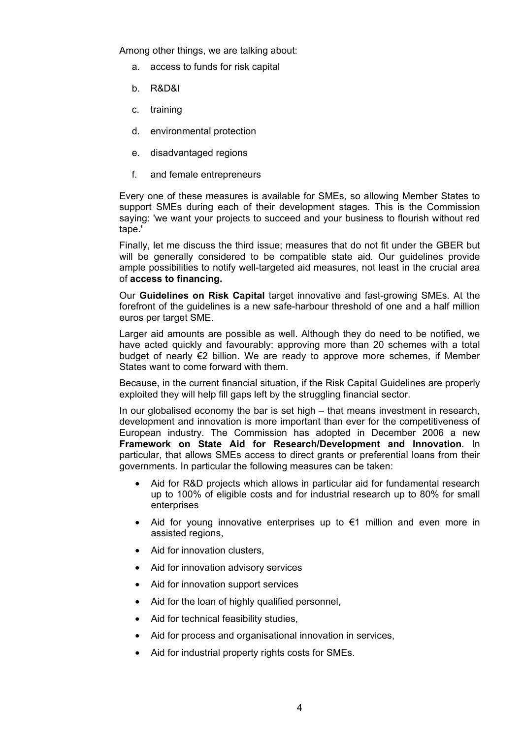Among other things, we are talking about:

a. access to funds for risk capital

b. R&D&I

c. training

d. environmental protection

e. disadvantaged regions

f. and female entrepreneurs

Every one of these measures is available for SMEs, so allowing Member States to support SMEs during each of their development stages. This is the Commission saying: 'we want your projects to succeed and your business to flourish without red tape.'

Finally, let me discuss the third issue; measures that do not fit under the GBER but will be generally considered to be compatible state aid. Our guidelines provide ample possibilities to notify well-targeted aid measures, not least in the crucial area of **access to financing.**

Our **Guidelines on Risk Capital** target innovative and fast-growing SMEs. At the forefront of the guidelines is a new safe-harbour threshold of one and a half million euros per target SME.

Larger aid amounts are possible as well. Although they do need to be notified, we have acted quickly and favourably: approving more than 20 schemes with a total budget of nearly €2 billion. We are ready to approve more schemes, if Member States want to come forward with them.

Because, in the current financial situation, if the Risk Capital Guidelines are properly exploited they will help fill gaps left by the struggling financial sector.

In our globalised economy the bar is set high – that means investment in research, development and innovation is more important than ever for the competitiveness of European industry. The Commission has adopted in December 2006 a new **Framework on State Aid for Research/Development and Innovation**. In particular, that allows SMEs access to direct grants or preferential loans from their governments. In particular the following measures can be taken:

- Aid for R&D projects which allows in particular aid for fundamental research up to 100% of eligible costs and for industrial research up to 80% for small enterprises
- Aid for young innovative enterprises up to €1 million and even more in assisted regions,
- Aid for innovation clusters,
- Aid for innovation advisory services
- Aid for innovation support services
- Aid for the loan of highly qualified personnel,
- Aid for technical feasibility studies,
- Aid for process and organisational innovation in services,
- Aid for industrial property rights costs for SMEs.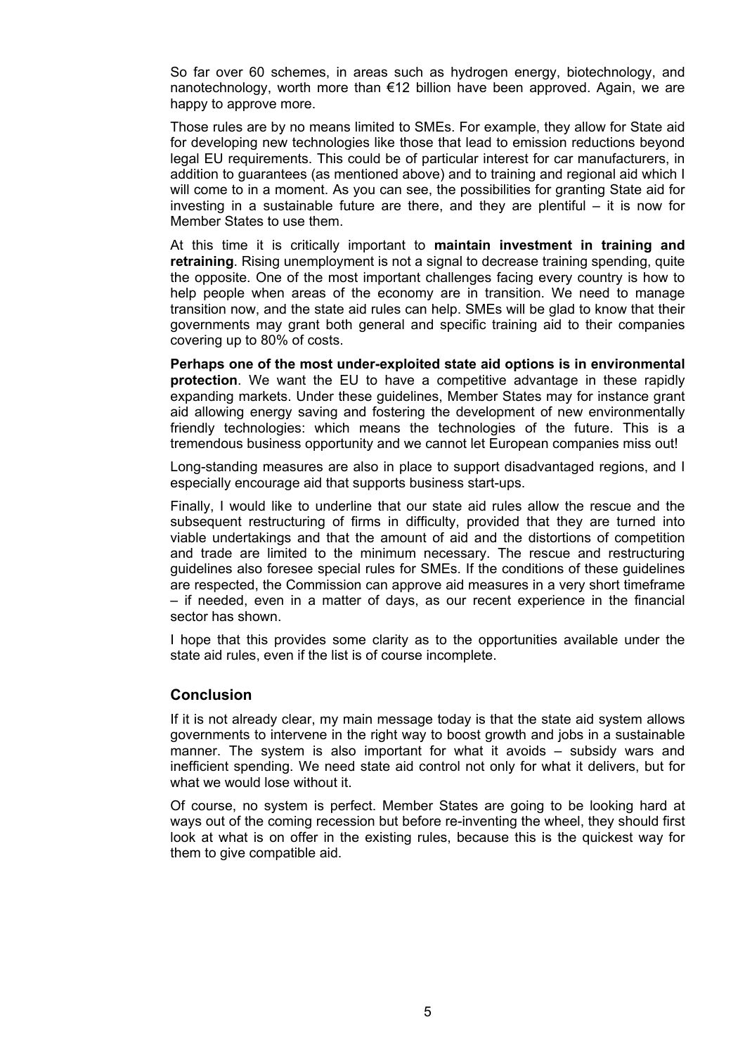So far over 60 schemes, in areas such as hydrogen energy, biotechnology, and nanotechnology, worth more than €12 billion have been approved. Again, we are happy to approve more.

Those rules are by no means limited to SMEs. For example, they allow for State aid for developing new technologies like those that lead to emission reductions beyond legal EU requirements. This could be of particular interest for car manufacturers, in addition to guarantees (as mentioned above) and to training and regional aid which I will come to in a moment. As you can see, the possibilities for granting State aid for investing in a sustainable future are there, and they are plentiful – it is now for Member States to use them.

At this time it is critically important to **maintain investment in training and retraining**. Rising unemployment is not a signal to decrease training spending, quite the opposite. One of the most important challenges facing every country is how to help people when areas of the economy are in transition. We need to manage transition now, and the state aid rules can help. SMEs will be glad to know that their governments may grant both general and specific training aid to their companies covering up to 80% of costs.

**Perhaps one of the most under-exploited state aid options is in environmental protection**. We want the EU to have a competitive advantage in these rapidly expanding markets. Under these guidelines, Member States may for instance grant aid allowing energy saving and fostering the development of new environmentally friendly technologies: which means the technologies of the future. This is a tremendous business opportunity and we cannot let European companies miss out!

Long-standing measures are also in place to support disadvantaged regions, and I especially encourage aid that supports business start-ups.

Finally, I would like to underline that our state aid rules allow the rescue and the subsequent restructuring of firms in difficulty, provided that they are turned into viable undertakings and that the amount of aid and the distortions of competition and trade are limited to the minimum necessary. The rescue and restructuring guidelines also foresee special rules for SMEs. If the conditions of these guidelines are respected, the Commission can approve aid measures in a very short timeframe – if needed, even in a matter of days, as our recent experience in the financial sector has shown.

I hope that this provides some clarity as to the opportunities available under the state aid rules, even if the list is of course incomplete.

## Conclusion

If it is not already clear, my main message today is that the state aid system allows governments to intervene in the right way to boost growth and jobs in a sustainable manner. The system is also important for what it avoids – subsidy wars and inefficient spending. We need state aid control not only for what it delivers, but for what we would lose without it.

Of course, no system is perfect. Member States are going to be looking hard at ways out of the coming recession but before re-inventing the wheel, they should first look at what is on offer in the existing rules, because this is the quickest way for them to give compatible aid.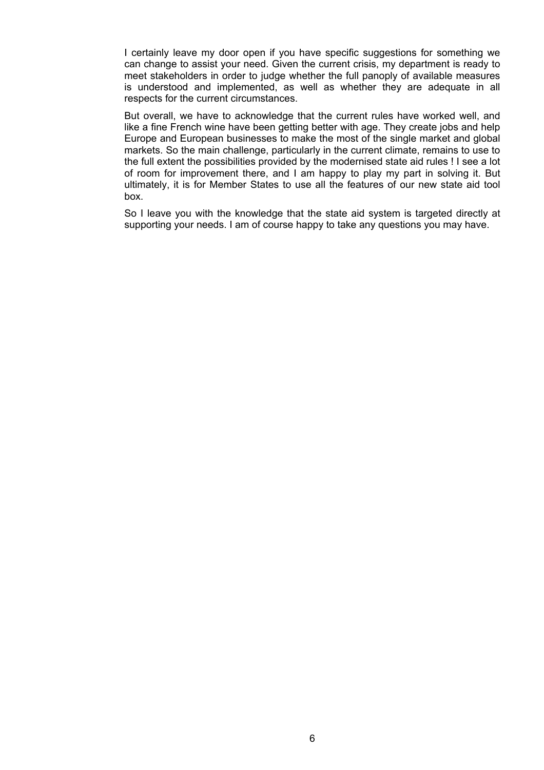I certainly leave my door open if you have specific suggestions for something we can change to assist your need. Given the current crisis, my department is ready to meet stakeholders in order to judge whether the full panoply of available measures is understood and implemented, as well as whether they are adequate in all respects for the current circumstances.

But overall, we have to acknowledge that the current rules have worked well, and like a fine French wine have been getting better with age. They create jobs and help Europe and European businesses to make the most of the single market and global markets. So the main challenge, particularly in the current climate, remains to use to the full extent the possibilities provided by the modernised state aid rules ! I see a lot of room for improvement there, and I am happy to play my part in solving it. But ultimately, it is for Member States to use all the features of our new state aid tool box.

So I leave you with the knowledge that the state aid system is targeted directly at supporting your needs. I am of course happy to take any questions you may have.